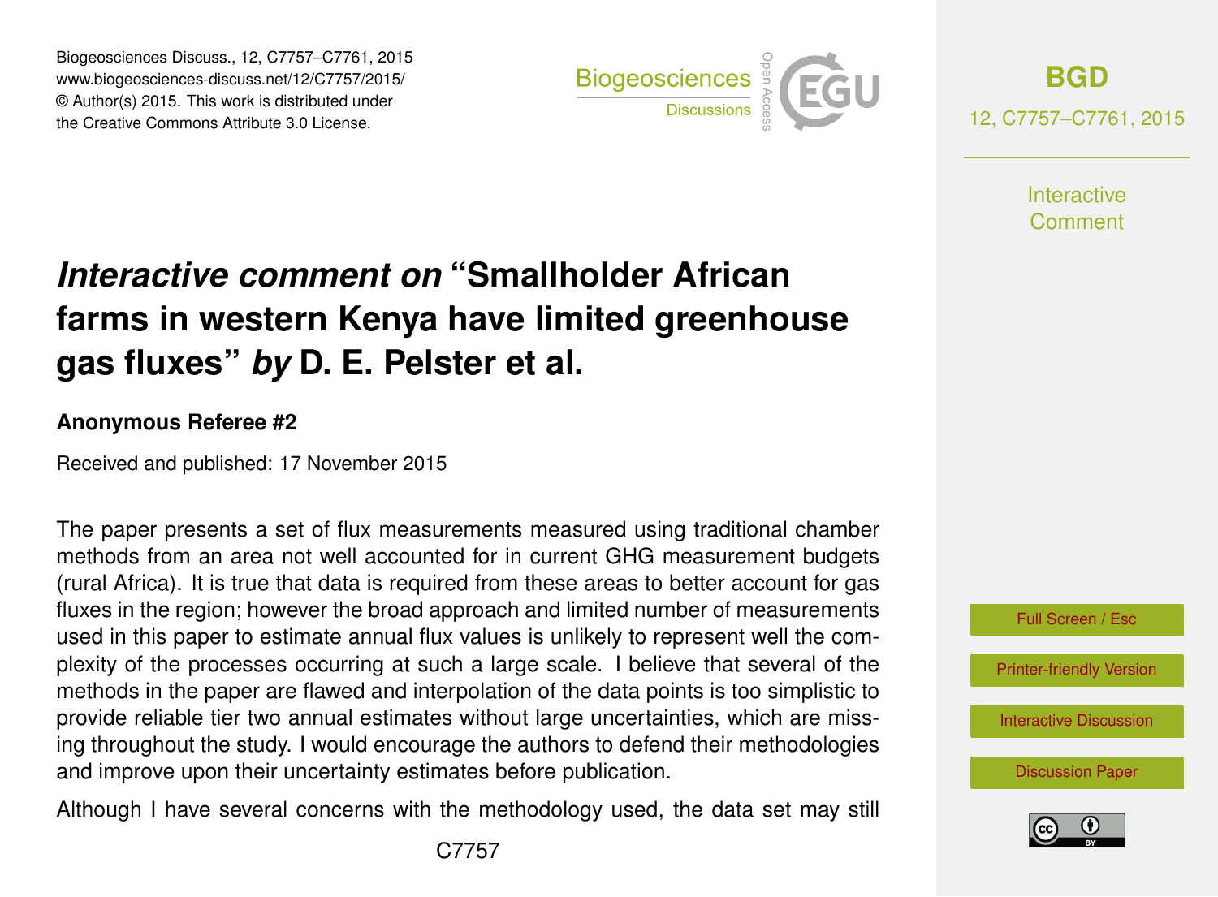# *Interactive comment on* "Smallholder African farms in western Kenya have limited greenhouse gas fluxes" *by* D. E. Pelster et al.

**Anonymous Referee #2**

Received and published: 17 November 2015

The paper presents a set of flux measurements measured using traditional chamber methods from an area not well accounted for in current GHG measurement budgets (rural Africa). It is true that data is required from these areas to better account for gas fluxes in the region; however the broad approach and limited number of measurements used in this paper to estimate annual flux values is unlikely to represent well the complexity of the processes occurring at such a large scale. I believe that several of the methods in the paper are flawed and interpolation of the data points is too simplistic to provide reliable tier two annual estimates without large uncertainties, which are missing throughout the study. I would encourage the authors to defend their methodologies and improve upon their uncertainty estimates before publication.

Although I have several concerns with the methodology used, the data set may still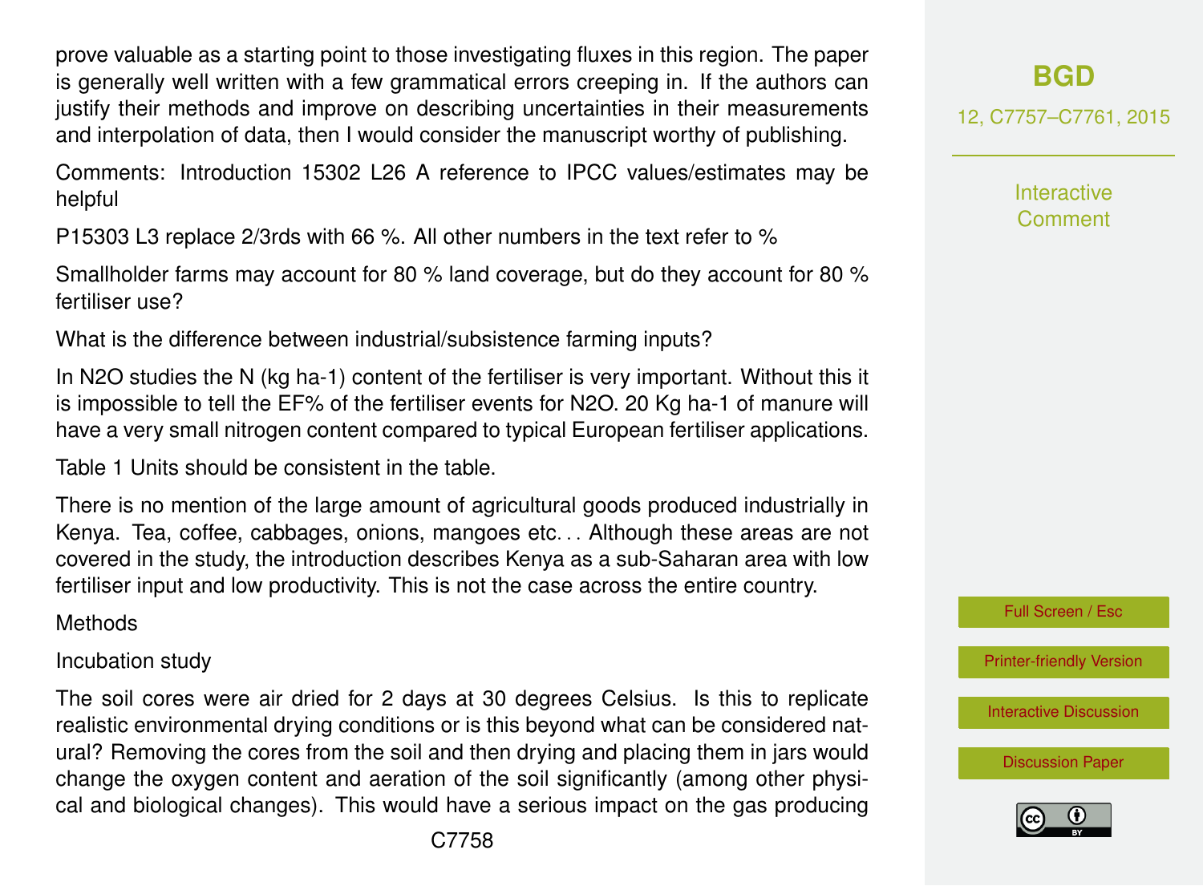prove valuable as a starting point to those investigating fluxes in this region. The paper is generally well written with a few grammatical errors creeping in. If the authors can justify their methods and improve on describing uncertainties in their measurements and interpolation of data, then I would consider the manuscript worthy of publishing.

Comments: Introduction 15302 L26 A reference to IPCC values/estimates may be helpful

P15303 L3 replace 2/3rds with 66 %. All other numbers in the text refer to %

Smallholder farms may account for 80 % land coverage, but do they account for 80 % fertiliser use?

What is the difference between industrial/subsistence farming inputs?

In $N_2O$ studies the N (kg $ha^{-1}$) content of the fertiliser is very important. Without this it is impossible to tell the EF% of the fertiliser events for $N_2O$. 20 Kg $ha^{-1}$ of manure will have a very small nitrogen content compared to typical European fertiliser applications.

Table 1 Units should be consistent in the table.

There is no mention of the large amount of agricultural goods produced industrially in Kenya. Tea, coffee, cabbages, onions, mangoes etc… Although these areas are not covered in the study, the introduction describes Kenya as a sub-Saharan area with low fertiliser input and low productivity. This is not the case across the entire country.

Methods

Incubation study

The soil cores were air dried for 2 days at 30 degrees Celsius. Is this to replicate realistic environmental drying conditions or is this beyond what can be considered natural? Removing the cores from the soil and then drying and placing them in jars would change the oxygen content and aeration of the soil significantly (among other physical and biological changes). This would have a serious impact on the gas producing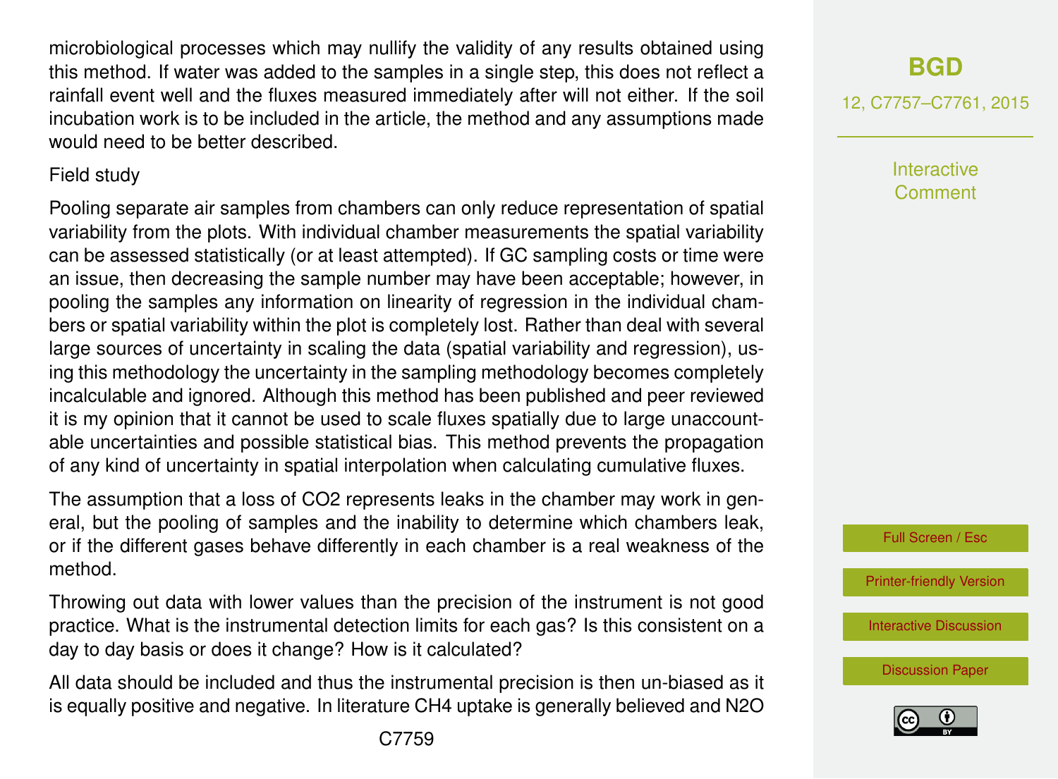microbiological processes which may nullify the validity of any results obtained using this method. If water was added to the samples in a single step, this does not reflect a rainfall event well and the fluxes measured immediately after will not either. If the soil incubation work is to be included in the article, the method and any assumptions made would need to be better described.

Field study

Pooling separate air samples from chambers can only reduce representation of spatial variability from the plots. With individual chamber measurements the spatial variability can be assessed statistically (or at least attempted). If GC sampling costs or time were an issue, then decreasing the sample number may have been acceptable; however, in pooling the samples any information on linearity of regression in the individual chambers or spatial variability within the plot is completely lost. Rather than deal with several large sources of uncertainty in scaling the data (spatial variability and regression), using this methodology the uncertainty in the sampling methodology becomes completely incalculable and ignored. Although this method has been published and peer reviewed it is my opinion that it cannot be used to scale fluxes spatially due to large unaccountable uncertainties and possible statistical bias. This method prevents the propagation of any kind of uncertainty in spatial interpolation when calculating cumulative fluxes.

The assumption that a loss of $CO_2$ represents leaks in the chamber may work in general, but the pooling of samples and the inability to determine which chambers leak, or if the different gases behave differently in each chamber is a real weakness of the method.

Throwing out data with lower values than the precision of the instrument is not good practice. What is the instrumental detection limits for each gas? Is this consistent on a day to day basis or does it change? How is it calculated?

All data should be included and thus the instrumental precision is then un-biased as it is equally positive and negative. In literature $CH_4$ uptake is generally believed and $N_2O$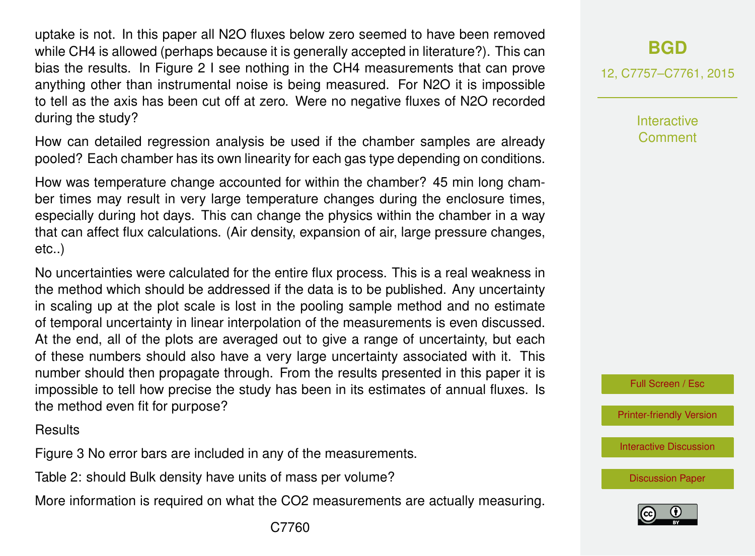uptake is not. In this paper all $N_2O$ fluxes below zero seemed to have been removed while $CH_4$ is allowed (perhaps because it is generally accepted in literature?). This can bias the results. In Figure 2 I see nothing in the $CH_4$ measurements that can prove anything other than instrumental noise is being measured. For $N_2O$ it is impossible to tell as the axis has been cut off at zero. Were no negative fluxes of $N_2O$ recorded during the study?

How can detailed regression analysis be used if the chamber samples are already pooled? Each chamber has its own linearity for each gas type depending on conditions.

How was temperature change accounted for within the chamber? 45 min long chamber times may result in very large temperature changes during the enclosure times, especially during hot days. This can change the physics within the chamber in a way that can affect flux calculations. (Air density, expansion of air, large pressure changes, etc..)

No uncertainties were calculated for the entire flux process. This is a real weakness in the method which should be addressed if the data is to be published. Any uncertainty in scaling up at the plot scale is lost in the pooling sample method and no estimate of temporal uncertainty in linear interpolation of the measurements is even discussed. At the end, all of the plots are averaged out to give a range of uncertainty, but each of these numbers should also have a very large uncertainty associated with it. This number should then propagate through. From the results presented in this paper it is impossible to tell how precise the study has been in its estimates of annual fluxes. Is the method even fit for purpose?

Results

Figure 3 No error bars are included in any of the measurements.

Table 2: should Bulk density have units of mass per volume?

More information is required on what the $CO_2$ measurements are actually measuring.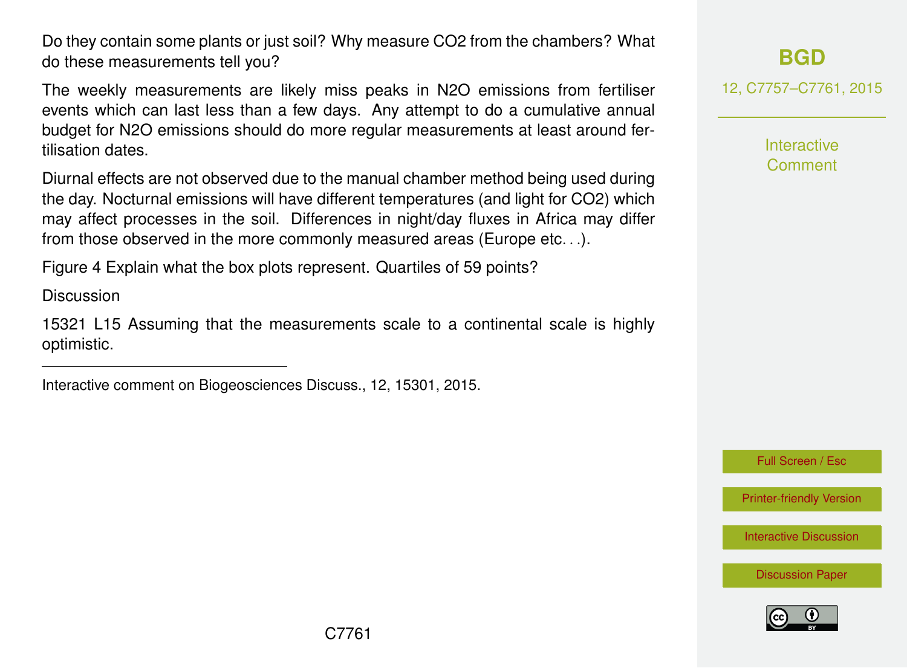Do they contain some plants or just soil? Why measure $CO_2$ from the chambers? What do these measurements tell you?

The weekly measurements are likely miss peaks in $N_2O$ emissions from fertiliser events which can last less than a few days. Any attempt to do a cumulative annual budget for $N_2O$ emissions should do more regular measurements at least around fertilisation dates.

Diurnal effects are not observed due to the manual chamber method being used during the day. Nocturnal emissions will have different temperatures (and light for $CO_2$) which may affect processes in the soil. Differences in night/day fluxes in Africa may differ from those observed in the more commonly measured areas (Europe etc...).

Figure 4 Explain what the box plots represent. Quartiles of 59 points?

Discussion

15321 L15 Assuming that the measurements scale to a continental scale is highly optimistic.

---

Interactive comment on Biogeosciences Discuss., 12, 15301, 2015.